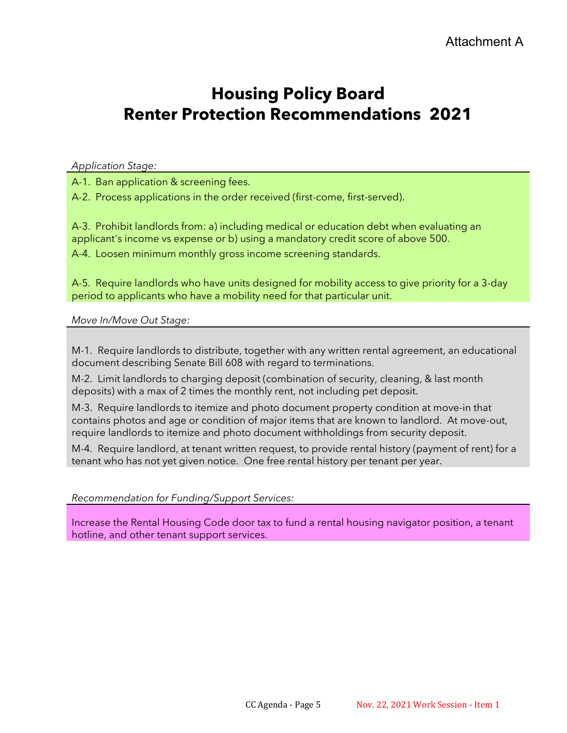Attachment A

# Housing Policy Board
# Renter Protection Recommendations 2021

*Application Stage:*

A-1. Ban application & screening fees.

A-2. Process applications in the order received (first-come, first-served).

A-3. Prohibit landlords from: a) including medical or education debt when evaluating an applicant's income vs expense or b) using a mandatory credit score of above 500.

A-4. Loosen minimum monthly gross income screening standards.

A-5. Require landlords who have units designed for mobility access to give priority for a 3-day period to applicants who have a mobility need for that particular unit.

*Move In/Move Out Stage:*

M-1. Require landlords to distribute, together with any written rental agreement, an educational document describing Senate Bill 608 with regard to terminations.

M-2. Limit landlords to charging deposit (combination of security, cleaning, & last month deposits) with a max of 2 times the monthly rent, not including pet deposit.

M-3. Require landlords to itemize and photo document property condition at move-in that contains photos and age or condition of major items that are known to landlord. At move-out, require landlords to itemize and photo document withholdings from security deposit.

M-4. Require landlord, at tenant written request, to provide rental history (payment of rent) for a tenant who has not yet given notice. One free rental history per tenant per year.

*Recommendation for Funding/Support Services:*

Increase the Rental Housing Code door tax to fund a rental housing navigator position, a tenant hotline, and other tenant support services.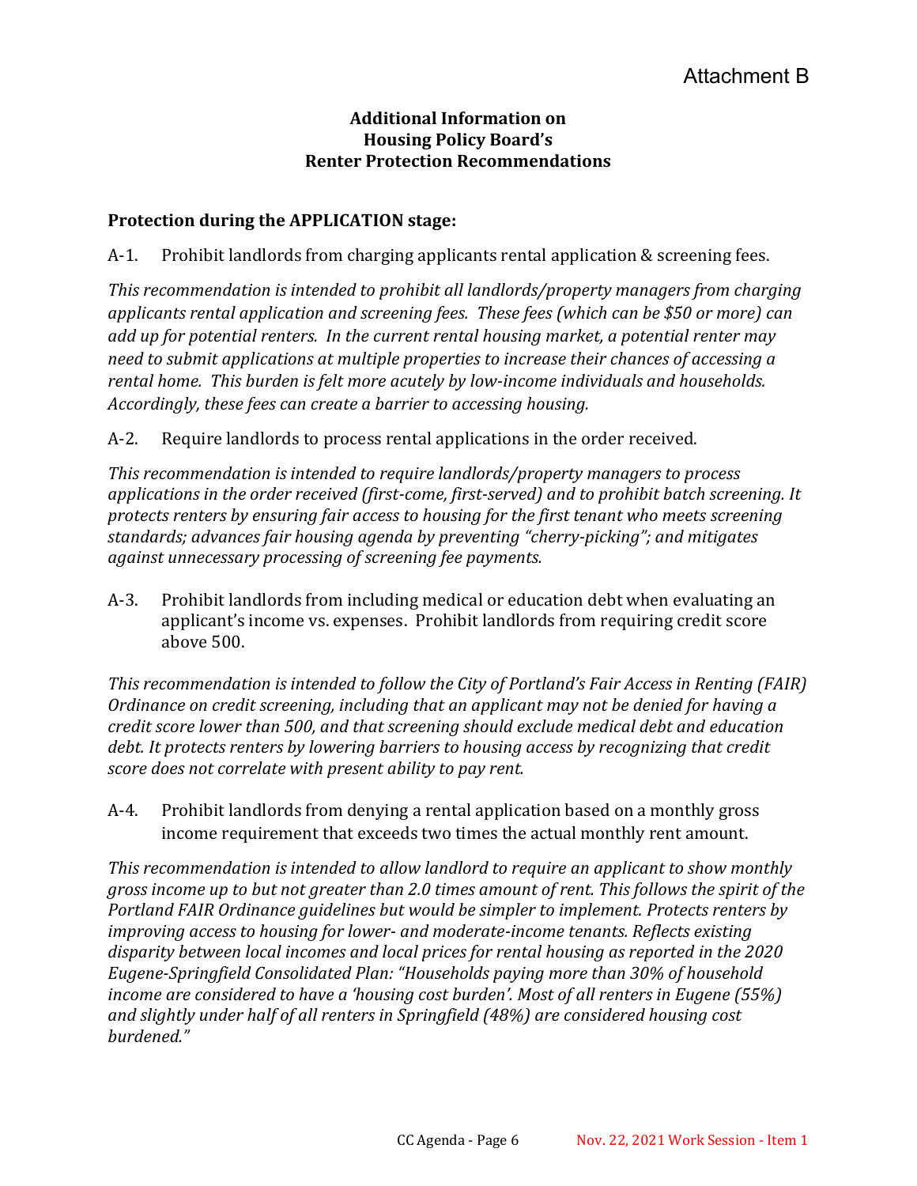Attachment B

## Additional Information on Housing Policy Board's Renter Protection Recommendations

### Protection during the APPLICATION stage:

A-1. Prohibit landlords from charging applicants rental application & screening fees.

*This recommendation is intended to prohibit all landlords/property managers from charging applicants rental application and screening fees. These fees (which can be $50 or more) can add up for potential renters. In the current rental housing market, a potential renter may need to submit applications at multiple properties to increase their chances of accessing a rental home. This burden is felt more acutely by low-income individuals and households. Accordingly, these fees can create a barrier to accessing housing.*

A-2. Require landlords to process rental applications in the order received.

*This recommendation is intended to require landlords/property managers to process applications in the order received (first-come, first-served) and to prohibit batch screening. It protects renters by ensuring fair access to housing for the first tenant who meets screening standards; advances fair housing agenda by preventing "cherry-picking"; and mitigates against unnecessary processing of screening fee payments.*

A-3. Prohibit landlords from including medical or education debt when evaluating an applicant's income vs. expenses. Prohibit landlords from requiring credit score above 500.

*This recommendation is intended to follow the City of Portland's Fair Access in Renting (FAIR) Ordinance on credit screening, including that an applicant may not be denied for having a credit score lower than 500, and that screening should exclude medical debt and education debt. It protects renters by lowering barriers to housing access by recognizing that credit score does not correlate with present ability to pay rent.*

A-4. Prohibit landlords from denying a rental application based on a monthly gross income requirement that exceeds two times the actual monthly rent amount.

*This recommendation is intended to allow landlord to require an applicant to show monthly gross income up to but not greater than 2.0 times amount of rent. This follows the spirit of the Portland FAIR Ordinance guidelines but would be simpler to implement. Protects renters by improving access to housing for lower- and moderate-income tenants. Reflects existing disparity between local incomes and local prices for rental housing as reported in the 2020 Eugene-Springfield Consolidated Plan: "Households paying more than 30% of household income are considered to have a 'housing cost burden'. Most of all renters in Eugene (55%) and slightly under half of all renters in Springfield (48%) are considered housing cost burdened."*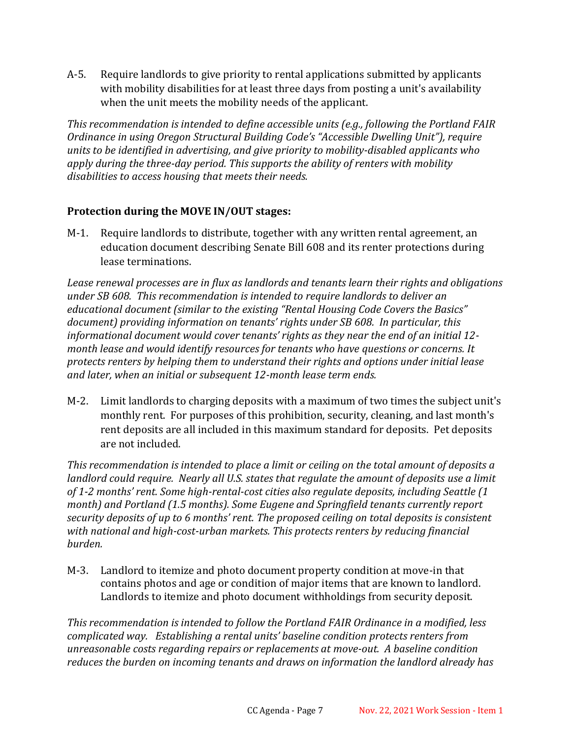A-5. Require landlords to give priority to rental applications submitted by applicants with mobility disabilities for at least three days from posting a unit's availability when the unit meets the mobility needs of the applicant.

*This recommendation is intended to define accessible units (e.g., following the Portland FAIR Ordinance in using Oregon Structural Building Code's "Accessible Dwelling Unit"), require units to be identified in advertising, and give priority to mobility-disabled applicants who apply during the three-day period. This supports the ability of renters with mobility disabilities to access housing that meets their needs.*

**Protection during the MOVE IN/OUT stages:**

M-1. Require landlords to distribute, together with any written rental agreement, an education document describing Senate Bill 608 and its renter protections during lease terminations.

*Lease renewal processes are in flux as landlords and tenants learn their rights and obligations under SB 608. This recommendation is intended to require landlords to deliver an educational document (similar to the existing "Rental Housing Code Covers the Basics" document) providing information on tenants' rights under SB 608. In particular, this informational document would cover tenants' rights as they near the end of an initial 12-month lease and would identify resources for tenants who have questions or concerns. It protects renters by helping them to understand their rights and options under initial lease and later, when an initial or subsequent 12-month lease term ends.*

M-2. Limit landlords to charging deposits with a maximum of two times the subject unit's monthly rent. For purposes of this prohibition, security, cleaning, and last month's rent deposits are all included in this maximum standard for deposits. Pet deposits are not included.

*This recommendation is intended to place a limit or ceiling on the total amount of deposits a landlord could require. Nearly all U.S. states that regulate the amount of deposits use a limit of 1-2 months' rent. Some high-rental-cost cities also regulate deposits, including Seattle (1 month) and Portland (1.5 months). Some Eugene and Springfield tenants currently report security deposits of up to 6 months' rent. The proposed ceiling on total deposits is consistent with national and high-cost-urban markets. This protects renters by reducing financial burden.*

M-3. Landlord to itemize and photo document property condition at move-in that contains photos and age or condition of major items that are known to landlord. Landlords to itemize and photo document withholdings from security deposit.

*This recommendation is intended to follow the Portland FAIR Ordinance in a modified, less complicated way. Establishing a rental units' baseline condition protects renters from unreasonable costs regarding repairs or replacements at move-out. A baseline condition reduces the burden on incoming tenants and draws on information the landlord already has*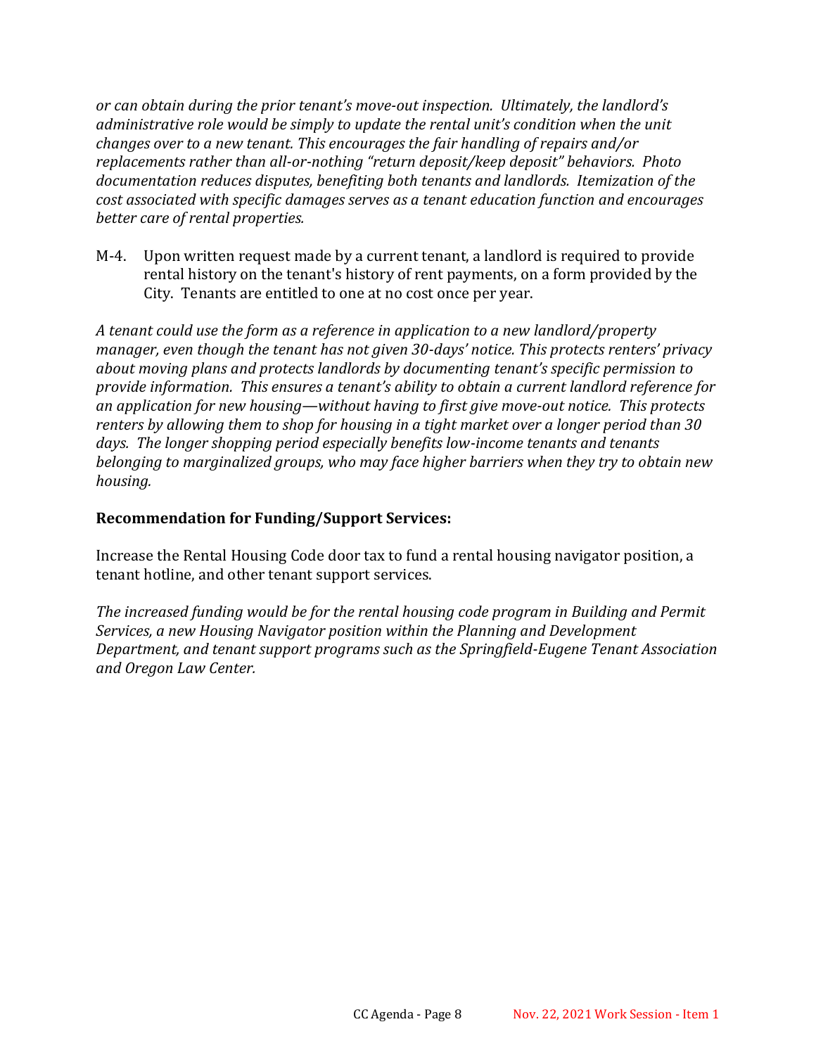*or can obtain during the prior tenant's move-out inspection. Ultimately, the landlord's administrative role would be simply to update the rental unit's condition when the unit changes over to a new tenant. This encourages the fair handling of repairs and/or replacements rather than all-or-nothing "return deposit/keep deposit" behaviors. Photo documentation reduces disputes, benefiting both tenants and landlords. Itemization of the cost associated with specific damages serves as a tenant education function and encourages better care of rental properties.*

M-4. Upon written request made by a current tenant, a landlord is required to provide rental history on the tenant's history of rent payments, on a form provided by the City. Tenants are entitled to one at no cost once per year.

*A tenant could use the form as a reference in application to a new landlord/property manager, even though the tenant has not given 30-days' notice. This protects renters' privacy about moving plans and protects landlords by documenting tenant's specific permission to provide information. This ensures a tenant's ability to obtain a current landlord reference for an application for new housing—without having to first give move-out notice. This protects renters by allowing them to shop for housing in a tight market over a longer period than 30 days. The longer shopping period especially benefits low-income tenants and tenants belonging to marginalized groups, who may face higher barriers when they try to obtain new housing.*

**Recommendation for Funding/Support Services:**

Increase the Rental Housing Code door tax to fund a rental housing navigator position, a tenant hotline, and other tenant support services.

*The increased funding would be for the rental housing code program in Building and Permit Services, a new Housing Navigator position within the Planning and Development Department, and tenant support programs such as the Springfield-Eugene Tenant Association and Oregon Law Center.*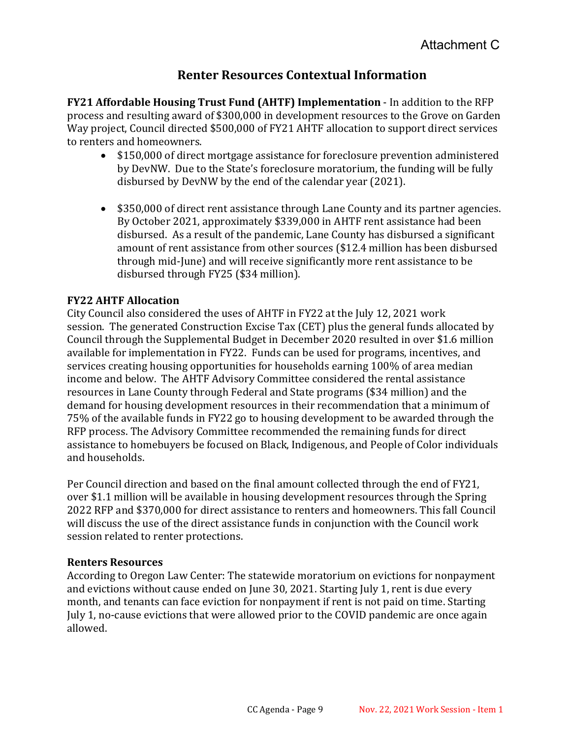Attachment C

# Renter Resources Contextual Information

**FY21 Affordable Housing Trust Fund (AHTF) Implementation** - In addition to the RFP process and resulting award of $300,000 in development resources to the Grove on Garden Way project, Council directed $500,000 of FY21 AHTF allocation to support direct services to renters and homeowners.

- $150,000 of direct mortgage assistance for foreclosure prevention administered by DevNW. Due to the State's foreclosure moratorium, the funding will be fully disbursed by DevNW by the end of the calendar year (2021).

- $350,000 of direct rent assistance through Lane County and its partner agencies. By October 2021, approximately $339,000 in AHTF rent assistance had been disbursed. As a result of the pandemic, Lane County has disbursed a significant amount of rent assistance from other sources ($12.4 million has been disbursed through mid-June) and will receive significantly more rent assistance to be disbursed through FY25 ($34 million).

**FY22 AHTF Allocation**

City Council also considered the uses of AHTF in FY22 at the July 12, 2021 work session. The generated Construction Excise Tax (CET) plus the general funds allocated by Council through the Supplemental Budget in December 2020 resulted in over $1.6 million available for implementation in FY22. Funds can be used for programs, incentives, and services creating housing opportunities for households earning 100% of area median income and below. The AHTF Advisory Committee considered the rental assistance resources in Lane County through Federal and State programs ($34 million) and the demand for housing development resources in their recommendation that a minimum of 75% of the available funds in FY22 go to housing development to be awarded through the RFP process. The Advisory Committee recommended the remaining funds for direct assistance to homebuyers be focused on Black, Indigenous, and People of Color individuals and households.

Per Council direction and based on the final amount collected through the end of FY21, over $1.1 million will be available in housing development resources through the Spring 2022 RFP and $370,000 for direct assistance to renters and homeowners. This fall Council will discuss the use of the direct assistance funds in conjunction with the Council work session related to renter protections.

**Renters Resources**

According to Oregon Law Center: The statewide moratorium on evictions for nonpayment and evictions without cause ended on June 30, 2021. Starting July 1, rent is due every month, and tenants can face eviction for nonpayment if rent is not paid on time. Starting July 1, no-cause evictions that were allowed prior to the COVID pandemic are once again allowed.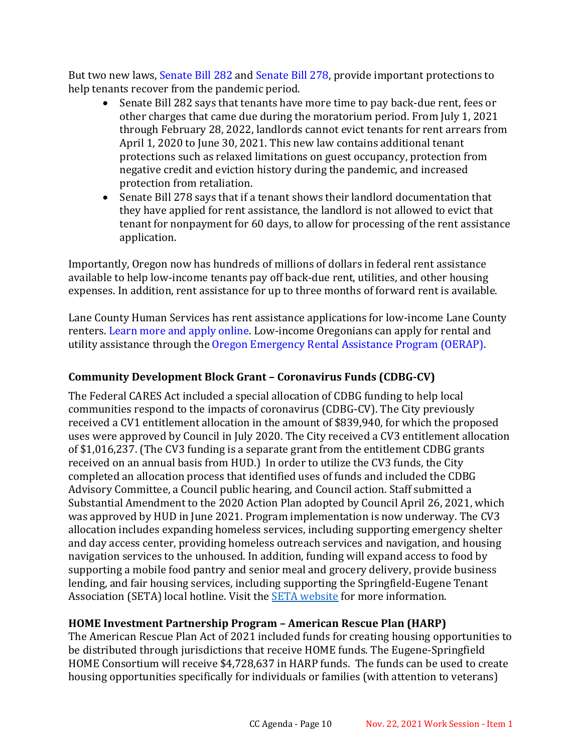But two new laws, Senate Bill 282 and Senate Bill 278, provide important protections to help tenants recover from the pandemic period.

- Senate Bill 282 says that tenants have more time to pay back-due rent, fees or other charges that came due during the moratorium period. From July 1, 2021 through February 28, 2022, landlords cannot evict tenants for rent arrears from April 1, 2020 to June 30, 2021. This new law contains additional tenant protections such as relaxed limitations on guest occupancy, protection from negative credit and eviction history during the pandemic, and increased protection from retaliation.
- Senate Bill 278 says that if a tenant shows their landlord documentation that they have applied for rent assistance, the landlord is not allowed to evict that tenant for nonpayment for 60 days, to allow for processing of the rent assistance application.

Importantly, Oregon now has hundreds of millions of dollars in federal rent assistance available to help low-income tenants pay off back-due rent, utilities, and other housing expenses. In addition, rent assistance for up to three months of forward rent is available.

Lane County Human Services has rent assistance applications for low-income Lane County renters. Learn more and apply online. Low-income Oregonians can apply for rental and utility assistance through the Oregon Emergency Rental Assistance Program (OERAP).

**Community Development Block Grant – Coronavirus Funds (CDBG-CV)**

The Federal CARES Act included a special allocation of CDBG funding to help local communities respond to the impacts of coronavirus (CDBG-CV). The City previously received a CV1 entitlement allocation in the amount of $839,940, for which the proposed uses were approved by Council in July 2020. The City received a CV3 entitlement allocation of $1,016,237. (The CV3 funding is a separate grant from the entitlement CDBG grants received on an annual basis from HUD.) In order to utilize the CV3 funds, the City completed an allocation process that identified uses of funds and included the CDBG Advisory Committee, a Council public hearing, and Council action. Staff submitted a Substantial Amendment to the 2020 Action Plan adopted by Council April 26, 2021, which was approved by HUD in June 2021. Program implementation is now underway. The CV3 allocation includes expanding homeless services, including supporting emergency shelter and day access center, providing homeless outreach services and navigation, and housing navigation services to the unhoused. In addition, funding will expand access to food by supporting a mobile food pantry and senior meal and grocery delivery, provide business lending, and fair housing services, including supporting the Springfield-Eugene Tenant Association (SETA) local hotline. Visit the SETA website for more information.

**HOME Investment Partnership Program – American Rescue Plan (HARP)**

The American Rescue Plan Act of 2021 included funds for creating housing opportunities to be distributed through jurisdictions that receive HOME funds. The Eugene-Springfield HOME Consortium will receive $4,728,637 in HARP funds. The funds can be used to create housing opportunities specifically for individuals or families (with attention to veterans)